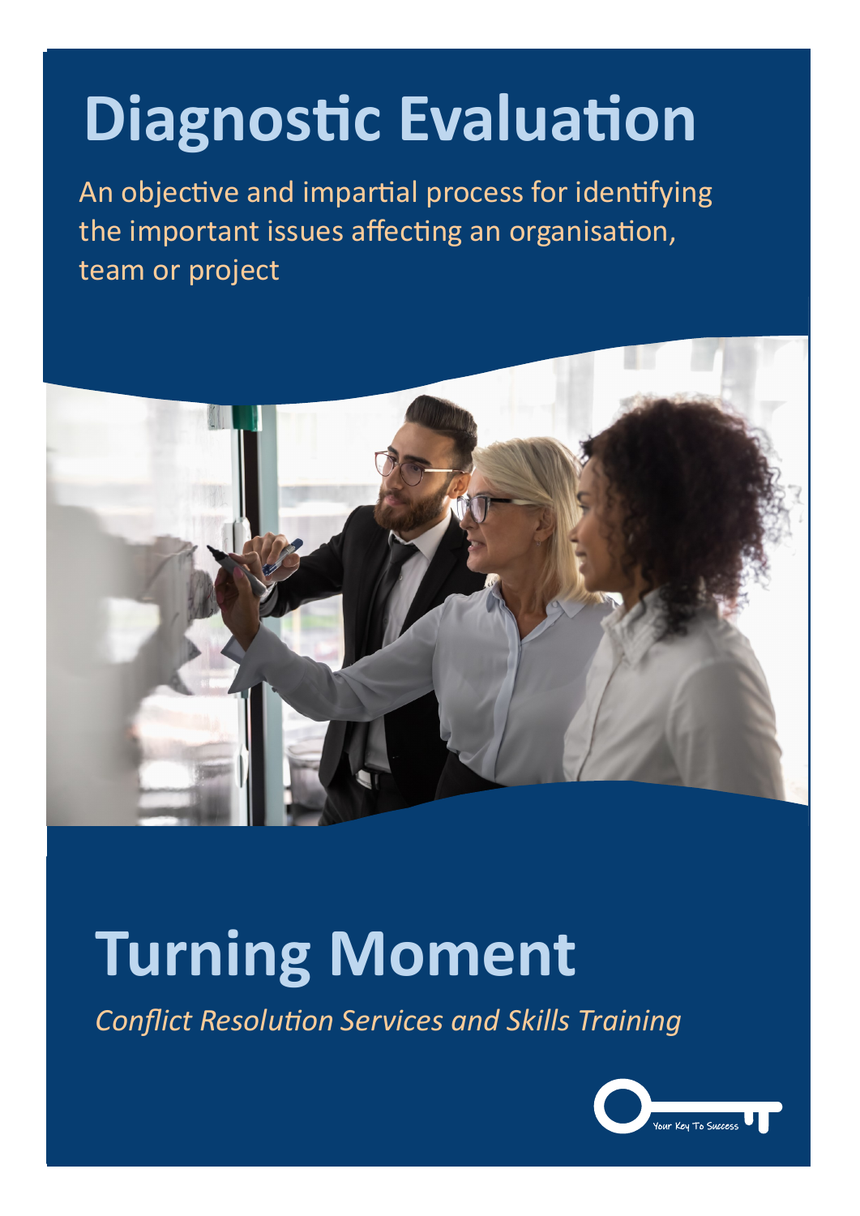# Diagnostic Evaluation

An objective and impartial process for identifying the important issues affecting an organisation, team or project

# Turning Moment

*Conflict Resolution Services and Skills Training*

Your Key To Success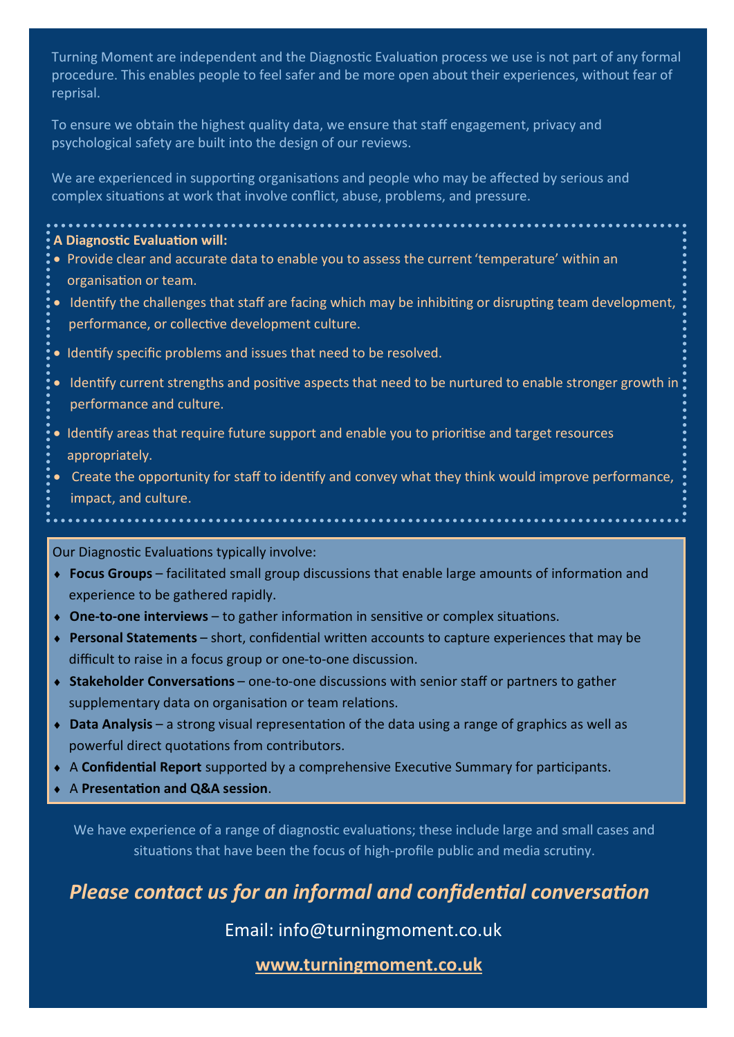Turning Moment are independent and the Diagnostic Evaluation process we use is not part of any formal procedure. This enables people to feel safer and be more open about their experiences, without fear of reprisal.

To ensure we obtain the highest quality data, we ensure that staff engagement, privacy and psychological safety are built into the design of our reviews.

We are experienced in supporting organisations and people who may be affected by serious and complex situations at work that involve conflict, abuse, problems, and pressure.

**A Diagnostic Evaluation will:**

- Provide clear and accurate data to enable you to assess the current 'temperature' within an organisation or team.
- Identify the challenges that staff are facing which may be inhibiting or disrupting team development, performance, or collective development culture.
- Identify specific problems and issues that need to be resolved.
- Identify current strengths and positive aspects that need to be nurtured to enable stronger growth in performance and culture.
- Identify areas that require future support and enable you to prioritise and target resources appropriately.
- Create the opportunity for staff to identify and convey what they think would improve performance, impact, and culture.

Our Diagnostic Evaluations typically involve:

- **Focus Groups** – facilitated small group discussions that enable large amounts of information and experience to be gathered rapidly.
- **One-to-one interviews** – to gather information in sensitive or complex situations.
- **Personal Statements** – short, confidential written accounts to capture experiences that may be difficult to raise in a focus group or one-to-one discussion.
- **Stakeholder Conversations** – one-to-one discussions with senior staff or partners to gather supplementary data on organisation or team relations.
- **Data Analysis** – a strong visual representation of the data using a range of graphics as well as powerful direct quotations from contributors.
- A **Confidential Report** supported by a comprehensive Executive Summary for participants.
- A **Presentation and Q&A session**.

We have experience of a range of diagnostic evaluations; these include large and small cases and situations that have been the focus of high-profile public and media scrutiny.

## *Please contact us for an informal and confidential conversation*

Email: info@turningmoment.co.uk

**www.turningmoment.co.uk**